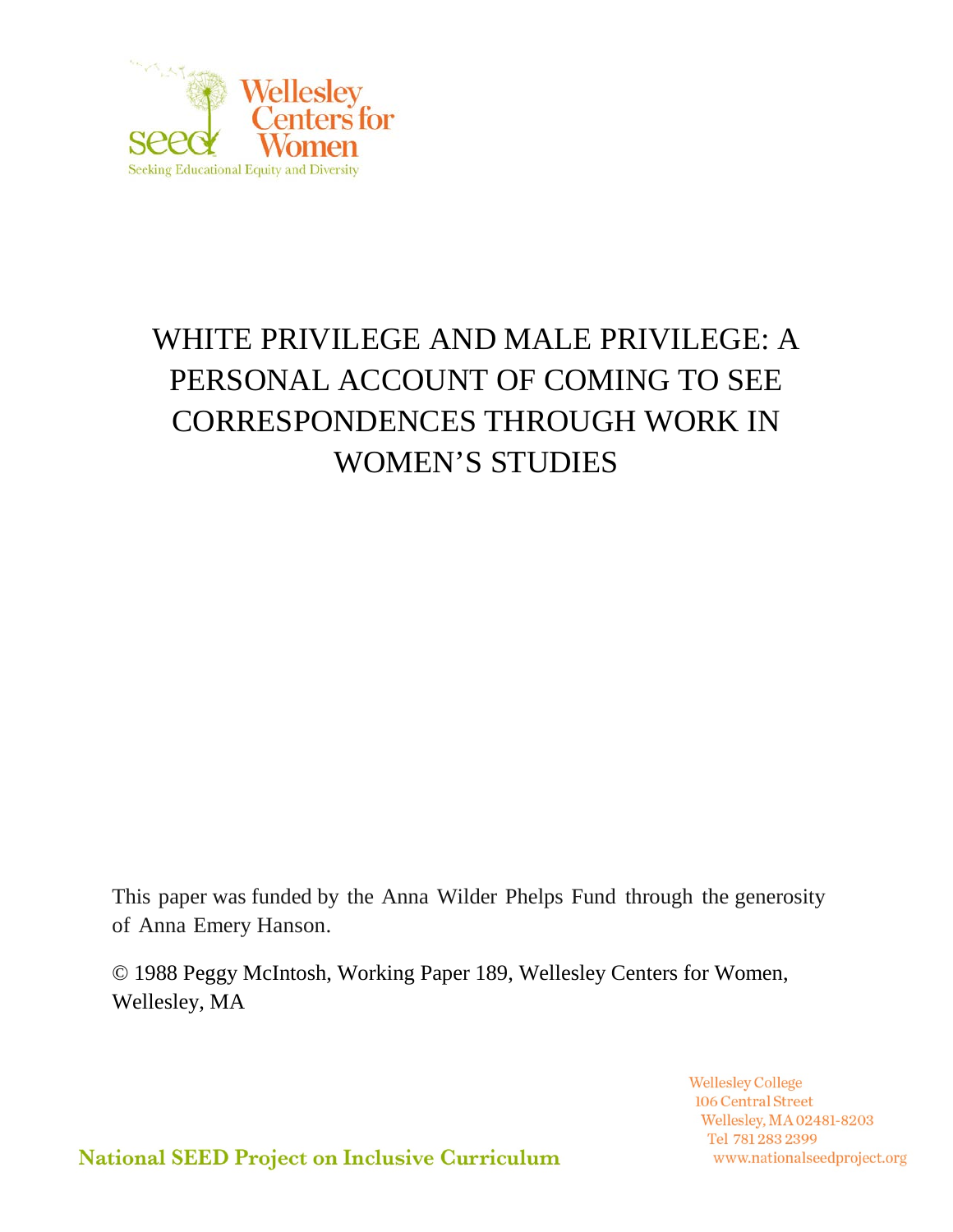Wellesley Centers for Women

SEED — Seeking Educational Equity and Diversity

# WHITE PRIVILEGE AND MALE PRIVILEGE: A PERSONAL ACCOUNT OF COMING TO SEE CORRESPONDENCES THROUGH WORK IN WOMEN'S STUDIES

This paper was funded by the Anna Wilder Phelps Fund through the generosity of Anna Emery Hanson.

© 1988 Peggy McIntosh, Working Paper 189, Wellesley Centers for Women, Wellesley, MA

Wellesley College
106 Central Street
Wellesley, MA 02481-8203
Tel 781 283 2399
www.nationalseedproject.org

National SEED Project on Inclusive Curriculum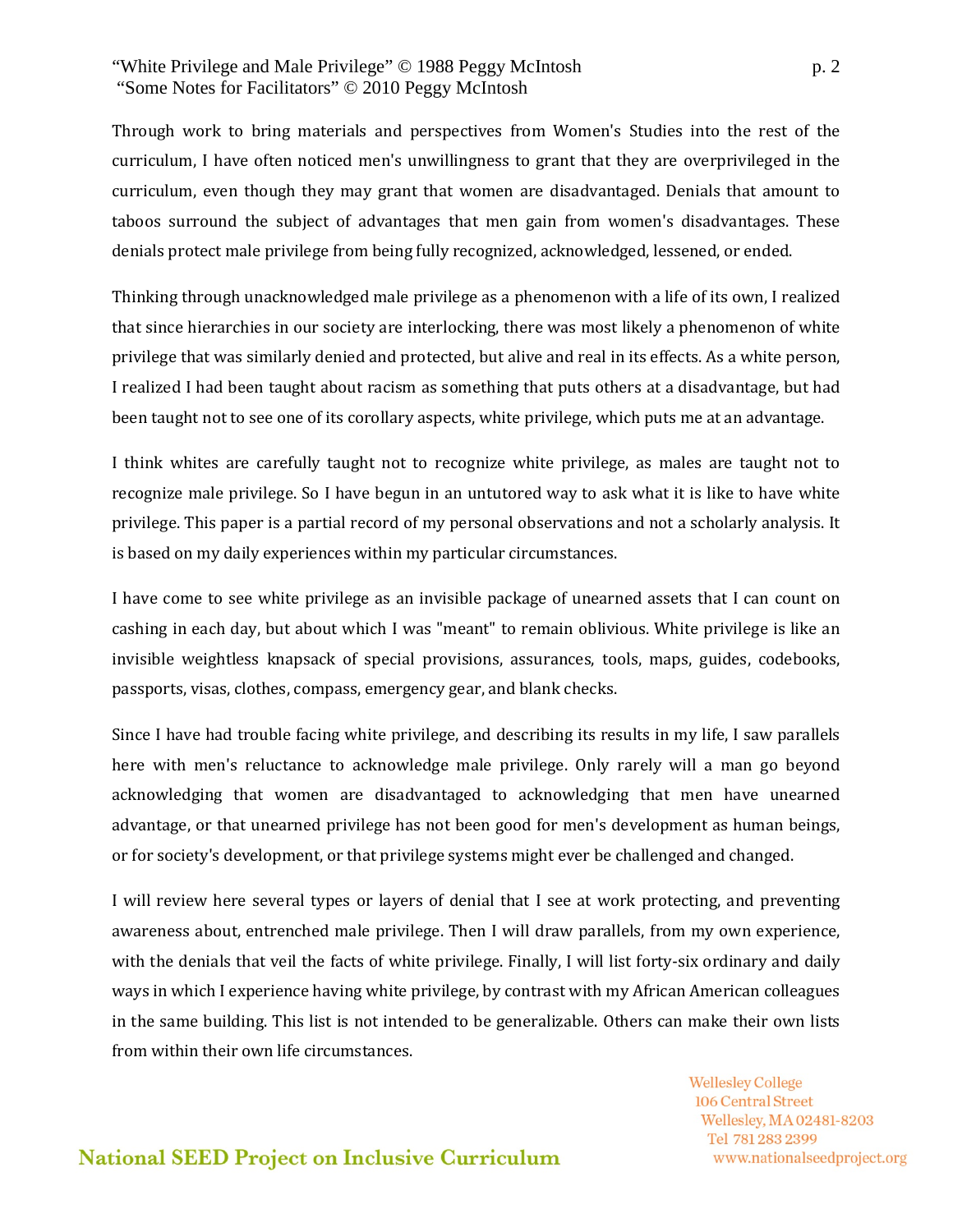Through work to bring materials and perspectives from Women's Studies into the rest of the curriculum, I have often noticed men's unwillingness to grant that they are overprivileged in the curriculum, even though they may grant that women are disadvantaged. Denials that amount to taboos surround the subject of advantages that men gain from women's disadvantages. These denials protect male privilege from being fully recognized, acknowledged, lessened, or ended.

Thinking through unacknowledged male privilege as a phenomenon with a life of its own, I realized that since hierarchies in our society are interlocking, there was most likely a phenomenon of white privilege that was similarly denied and protected, but alive and real in its effects. As a white person, I realized I had been taught about racism as something that puts others at a disadvantage, but had been taught not to see one of its corollary aspects, white privilege, which puts me at an advantage.

I think whites are carefully taught not to recognize white privilege, as males are taught not to recognize male privilege. So I have begun in an untutored way to ask what it is like to have white privilege. This paper is a partial record of my personal observations and not a scholarly analysis. It is based on my daily experiences within my particular circumstances.

I have come to see white privilege as an invisible package of unearned assets that I can count on cashing in each day, but about which I was "meant" to remain oblivious. White privilege is like an invisible weightless knapsack of special provisions, assurances, tools, maps, guides, codebooks, passports, visas, clothes, compass, emergency gear, and blank checks.

Since I have had trouble facing white privilege, and describing its results in my life, I saw parallels here with men's reluctance to acknowledge male privilege. Only rarely will a man go beyond acknowledging that women are disadvantaged to acknowledging that men have unearned advantage, or that unearned privilege has not been good for men's development as human beings, or for society's development, or that privilege systems might ever be challenged and changed.

I will review here several types or layers of denial that I see at work protecting, and preventing awareness about, entrenched male privilege. Then I will draw parallels, from my own experience, with the denials that veil the facts of white privilege. Finally, I will list forty-six ordinary and daily ways in which I experience having white privilege, by contrast with my African American colleagues in the same building. This list is not intended to be generalizable. Others can make their own lists from within their own life circumstances.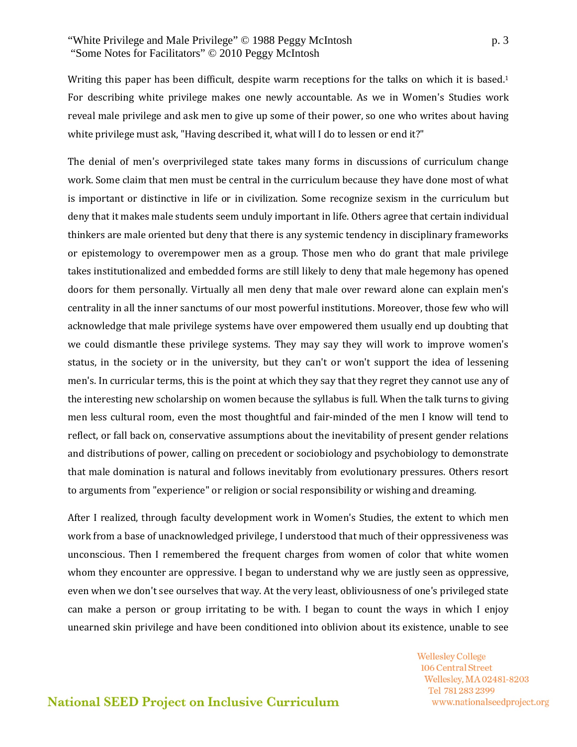Writing this paper has been difficult, despite warm receptions for the talks on which it is based.[1] For describing white privilege makes one newly accountable. As we in Women's Studies work reveal male privilege and ask men to give up some of their power, so one who writes about having white privilege must ask, "Having described it, what will I do to lessen or end it?"

The denial of men's overprivileged state takes many forms in discussions of curriculum change work. Some claim that men must be central in the curriculum because they have done most of what is important or distinctive in life or in civilization. Some recognize sexism in the curriculum but deny that it makes male students seem unduly important in life. Others agree that certain individual thinkers are male oriented but deny that there is any systemic tendency in disciplinary frameworks or epistemology to overempower men as a group. Those men who do grant that male privilege takes institutionalized and embedded forms are still likely to deny that male hegemony has opened doors for them personally. Virtually all men deny that male over reward alone can explain men's centrality in all the inner sanctums of our most powerful institutions. Moreover, those few who will acknowledge that male privilege systems have over empowered them usually end up doubting that we could dismantle these privilege systems. They may say they will work to improve women's status, in the society or in the university, but they can't or won't support the idea of lessening men's. In curricular terms, this is the point at which they say that they regret they cannot use any of the interesting new scholarship on women because the syllabus is full. When the talk turns to giving men less cultural room, even the most thoughtful and fair-minded of the men I know will tend to reflect, or fall back on, conservative assumptions about the inevitability of present gender relations and distributions of power, calling on precedent or sociobiology and psychobiology to demonstrate that male domination is natural and follows inevitably from evolutionary pressures. Others resort to arguments from "experience" or religion or social responsibility or wishing and dreaming.

After I realized, through faculty development work in Women's Studies, the extent to which men work from a base of unacknowledged privilege, I understood that much of their oppressiveness was unconscious. Then I remembered the frequent charges from women of color that white women whom they encounter are oppressive. I began to understand why we are justly seen as oppressive, even when we don't see ourselves that way. At the very least, obliviousness of one's privileged state can make a person or group irritating to be with. I began to count the ways in which I enjoy unearned skin privilege and have been conditioned into oblivion about its existence, unable to see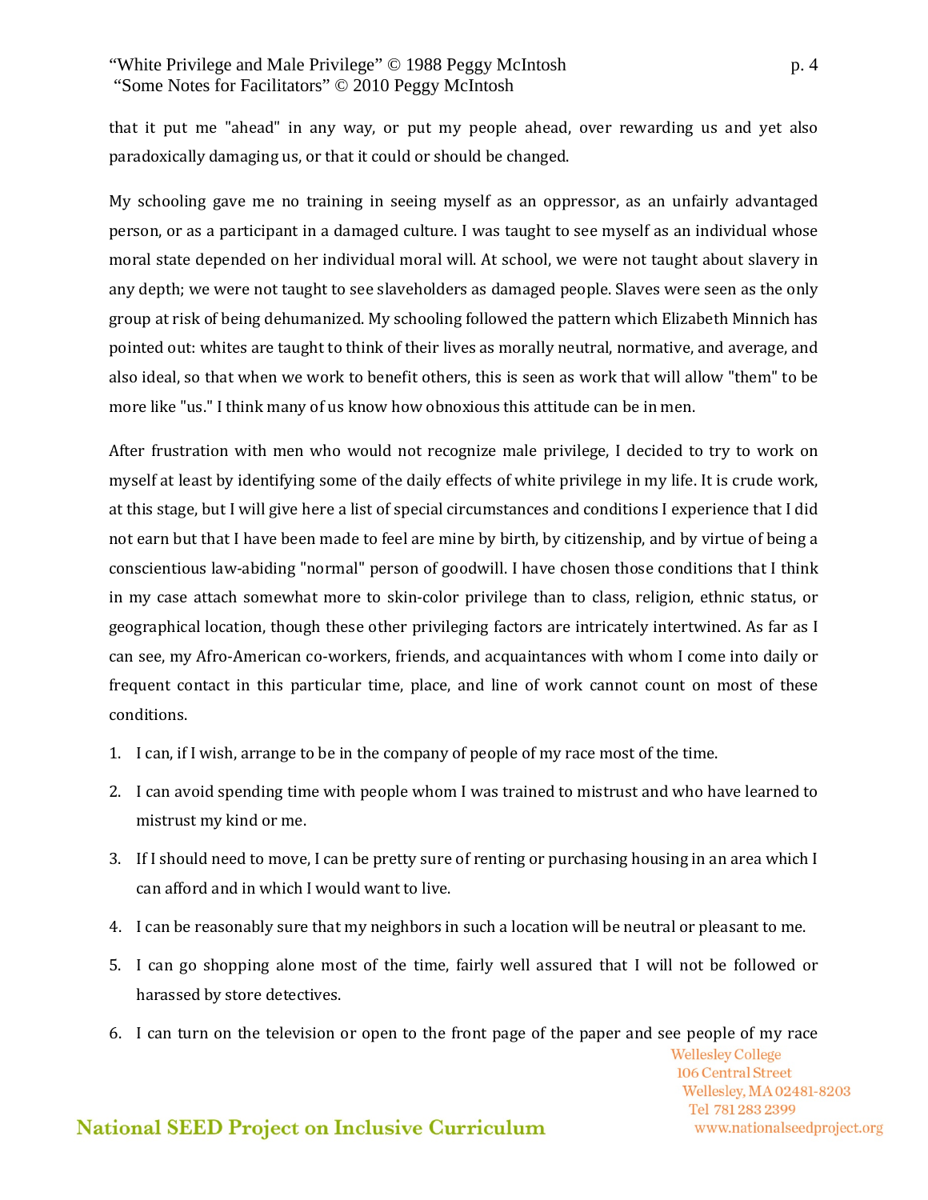that it put me "ahead" in any way, or put my people ahead, over rewarding us and yet also paradoxically damaging us, or that it could or should be changed.

My schooling gave me no training in seeing myself as an oppressor, as an unfairly advantaged person, or as a participant in a damaged culture. I was taught to see myself as an individual whose moral state depended on her individual moral will. At school, we were not taught about slavery in any depth; we were not taught to see slaveholders as damaged people. Slaves were seen as the only group at risk of being dehumanized. My schooling followed the pattern which Elizabeth Minnich has pointed out: whites are taught to think of their lives as morally neutral, normative, and average, and also ideal, so that when we work to benefit others, this is seen as work that will allow "them" to be more like "us." I think many of us know how obnoxious this attitude can be in men.

After frustration with men who would not recognize male privilege, I decided to try to work on myself at least by identifying some of the daily effects of white privilege in my life. It is crude work, at this stage, but I will give here a list of special circumstances and conditions I experience that I did not earn but that I have been made to feel are mine by birth, by citizenship, and by virtue of being a conscientious law-abiding "normal" person of goodwill. I have chosen those conditions that I think in my case attach somewhat more to skin-color privilege than to class, religion, ethnic status, or geographical location, though these other privileging factors are intricately intertwined. As far as I can see, my Afro-American co-workers, friends, and acquaintances with whom I come into daily or frequent contact in this particular time, place, and line of work cannot count on most of these conditions.

1. I can, if I wish, arrange to be in the company of people of my race most of the time.
2. I can avoid spending time with people whom I was trained to mistrust and who have learned to mistrust my kind or me.
3. If I should need to move, I can be pretty sure of renting or purchasing housing in an area which I can afford and in which I would want to live.
4. I can be reasonably sure that my neighbors in such a location will be neutral or pleasant to me.
5. I can go shopping alone most of the time, fairly well assured that I will not be followed or harassed by store detectives.
6. I can turn on the television or open to the front page of the paper and see people of my race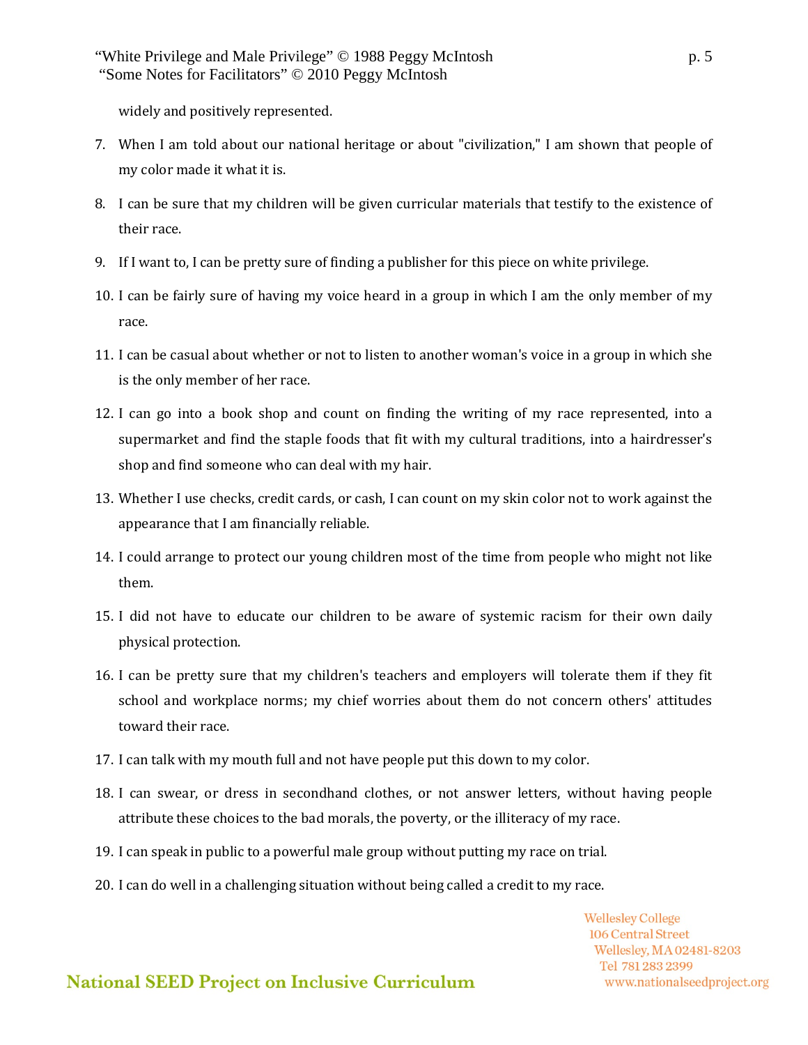widely and positively represented.

7. When I am told about our national heritage or about "civilization," I am shown that people of my color made it what it is.

8. I can be sure that my children will be given curricular materials that testify to the existence of their race.

9. If I want to, I can be pretty sure of finding a publisher for this piece on white privilege.

10. I can be fairly sure of having my voice heard in a group in which I am the only member of my race.

11. I can be casual about whether or not to listen to another woman's voice in a group in which she is the only member of her race.

12. I can go into a book shop and count on finding the writing of my race represented, into a supermarket and find the staple foods that fit with my cultural traditions, into a hairdresser's shop and find someone who can deal with my hair.

13. Whether I use checks, credit cards, or cash, I can count on my skin color not to work against the appearance that I am financially reliable.

14. I could arrange to protect our young children most of the time from people who might not like them.

15. I did not have to educate our children to be aware of systemic racism for their own daily physical protection.

16. I can be pretty sure that my children's teachers and employers will tolerate them if they fit school and workplace norms; my chief worries about them do not concern others' attitudes toward their race.

17. I can talk with my mouth full and not have people put this down to my color.

18. I can swear, or dress in secondhand clothes, or not answer letters, without having people attribute these choices to the bad morals, the poverty, or the illiteracy of my race.

19. I can speak in public to a powerful male group without putting my race on trial.

20. I can do well in a challenging situation without being called a credit to my race.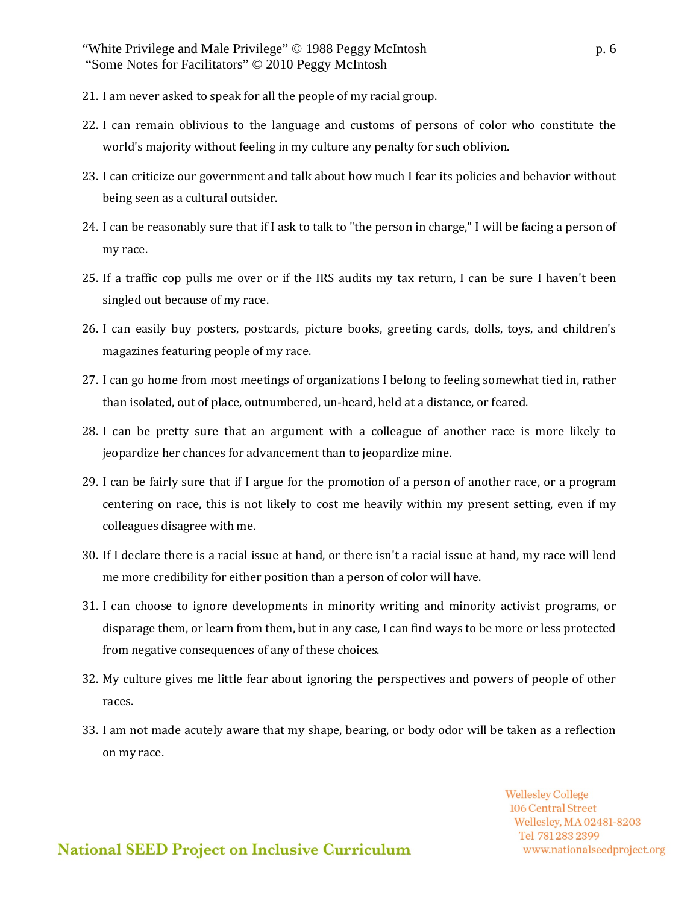21. I am never asked to speak for all the people of my racial group.
22. I can remain oblivious to the language and customs of persons of color who constitute the world's majority without feeling in my culture any penalty for such oblivion.
23. I can criticize our government and talk about how much I fear its policies and behavior without being seen as a cultural outsider.
24. I can be reasonably sure that if I ask to talk to "the person in charge," I will be facing a person of my race.
25. If a traffic cop pulls me over or if the IRS audits my tax return, I can be sure I haven't been singled out because of my race.
26. I can easily buy posters, postcards, picture books, greeting cards, dolls, toys, and children's magazines featuring people of my race.
27. I can go home from most meetings of organizations I belong to feeling somewhat tied in, rather than isolated, out of place, outnumbered, un-heard, held at a distance, or feared.
28. I can be pretty sure that an argument with a colleague of another race is more likely to jeopardize her chances for advancement than to jeopardize mine.
29. I can be fairly sure that if I argue for the promotion of a person of another race, or a program centering on race, this is not likely to cost me heavily within my present setting, even if my colleagues disagree with me.
30. If I declare there is a racial issue at hand, or there isn't a racial issue at hand, my race will lend me more credibility for either position than a person of color will have.
31. I can choose to ignore developments in minority writing and minority activist programs, or disparage them, or learn from them, but in any case, I can find ways to be more or less protected from negative consequences of any of these choices.
32. My culture gives me little fear about ignoring the perspectives and powers of people of other races.
33. I am not made acutely aware that my shape, bearing, or body odor will be taken as a reflection on my race.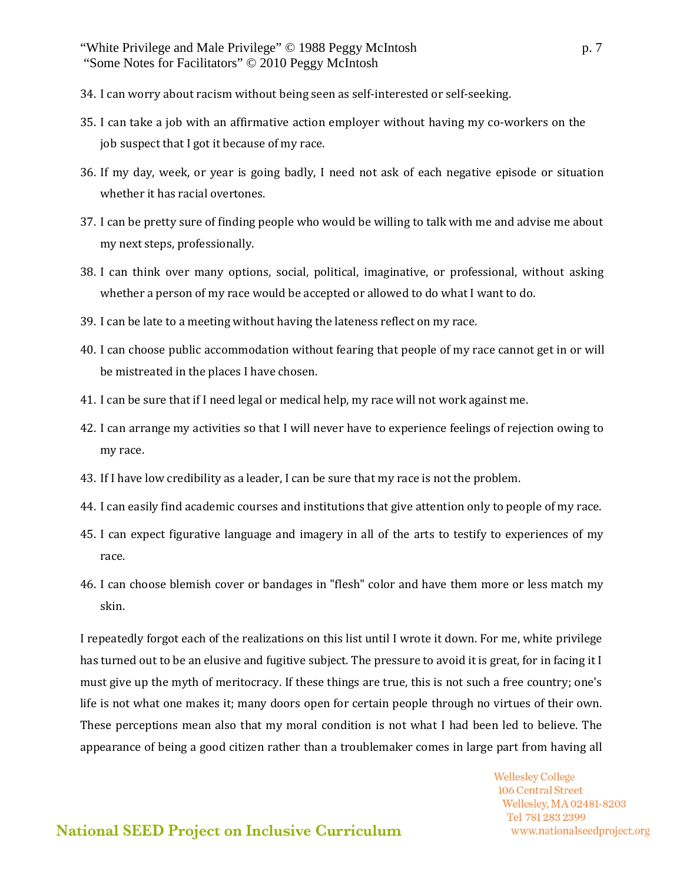34. I can worry about racism without being seen as self-interested or self-seeking.
35. I can take a job with an affirmative action employer without having my co-workers on the job suspect that I got it because of my race.
36. If my day, week, or year is going badly, I need not ask of each negative episode or situation whether it has racial overtones.
37. I can be pretty sure of finding people who would be willing to talk with me and advise me about my next steps, professionally.
38. I can think over many options, social, political, imaginative, or professional, without asking whether a person of my race would be accepted or allowed to do what I want to do.
39. I can be late to a meeting without having the lateness reflect on my race.
40. I can choose public accommodation without fearing that people of my race cannot get in or will be mistreated in the places I have chosen.
41. I can be sure that if I need legal or medical help, my race will not work against me.
42. I can arrange my activities so that I will never have to experience feelings of rejection owing to my race.
43. If I have low credibility as a leader, I can be sure that my race is not the problem.
44. I can easily find academic courses and institutions that give attention only to people of my race.
45. I can expect figurative language and imagery in all of the arts to testify to experiences of my race.
46. I can choose blemish cover or bandages in "flesh" color and have them more or less match my skin.

I repeatedly forgot each of the realizations on this list until I wrote it down. For me, white privilege has turned out to be an elusive and fugitive subject. The pressure to avoid it is great, for in facing it I must give up the myth of meritocracy. If these things are true, this is not such a free country; one's life is not what one makes it; many doors open for certain people through no virtues of their own. These perceptions mean also that my moral condition is not what I had been led to believe. The appearance of being a good citizen rather than a troublemaker comes in large part from having all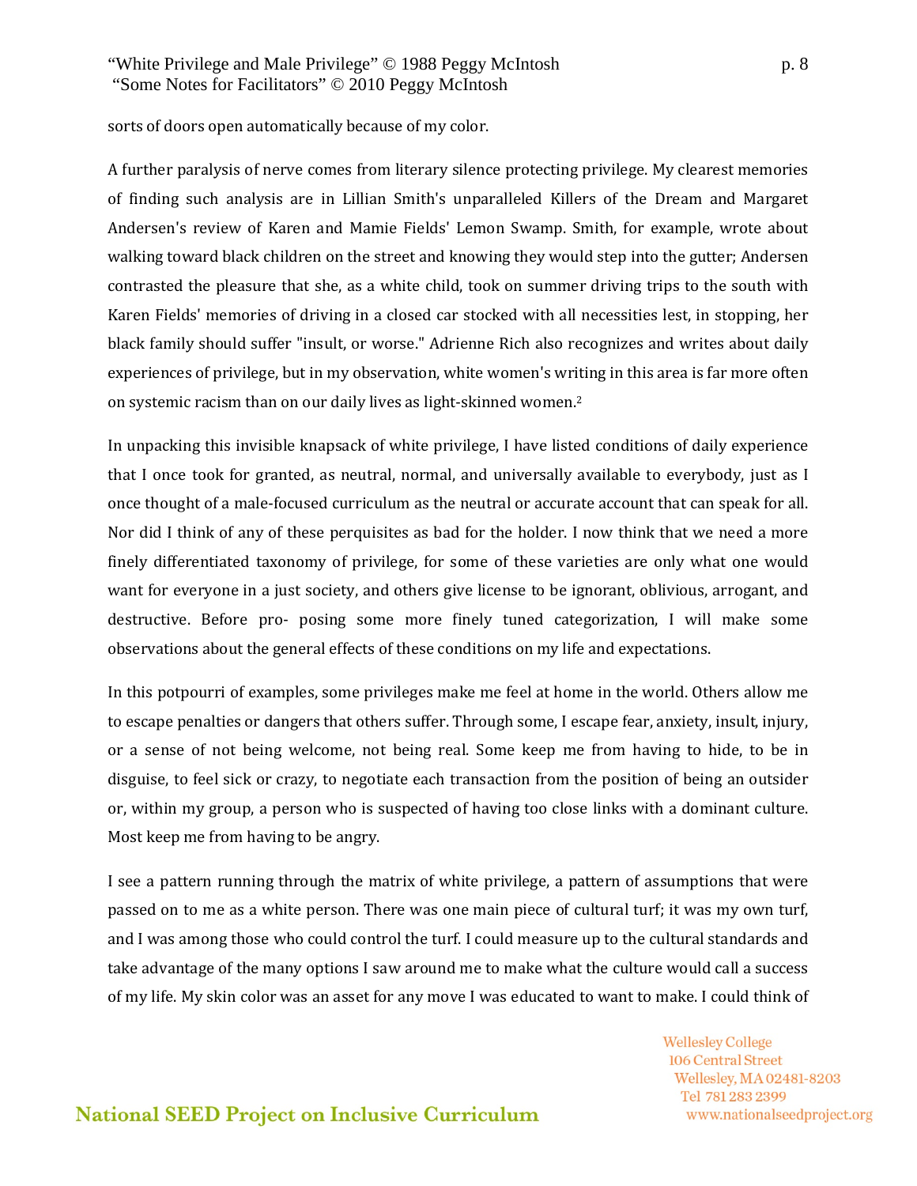sorts of doors open automatically because of my color.

A further paralysis of nerve comes from literary silence protecting privilege. My clearest memories of finding such analysis are in Lillian Smith's unparalleled Killers of the Dream and Margaret Andersen's review of Karen and Mamie Fields' Lemon Swamp. Smith, for example, wrote about walking toward black children on the street and knowing they would step into the gutter; Andersen contrasted the pleasure that she, as a white child, took on summer driving trips to the south with Karen Fields' memories of driving in a closed car stocked with all necessities lest, in stopping, her black family should suffer "insult, or worse." Adrienne Rich also recognizes and writes about daily experiences of privilege, but in my observation, white women's writing in this area is far more often on systemic racism than on our daily lives as light-skinned women.[2]

In unpacking this invisible knapsack of white privilege, I have listed conditions of daily experience that I once took for granted, as neutral, normal, and universally available to everybody, just as I once thought of a male-focused curriculum as the neutral or accurate account that can speak for all. Nor did I think of any of these perquisites as bad for the holder. I now think that we need a more finely differentiated taxonomy of privilege, for some of these varieties are only what one would want for everyone in a just society, and others give license to be ignorant, oblivious, arrogant, and destructive. Before pro- posing some more finely tuned categorization, I will make some observations about the general effects of these conditions on my life and expectations.

In this potpourri of examples, some privileges make me feel at home in the world. Others allow me to escape penalties or dangers that others suffer. Through some, I escape fear, anxiety, insult, injury, or a sense of not being welcome, not being real. Some keep me from having to hide, to be in disguise, to feel sick or crazy, to negotiate each transaction from the position of being an outsider or, within my group, a person who is suspected of having too close links with a dominant culture. Most keep me from having to be angry.

I see a pattern running through the matrix of white privilege, a pattern of assumptions that were passed on to me as a white person. There was one main piece of cultural turf; it was my own turf, and I was among those who could control the turf. I could measure up to the cultural standards and take advantage of the many options I saw around me to make what the culture would call a success of my life. My skin color was an asset for any move I was educated to want to make. I could think of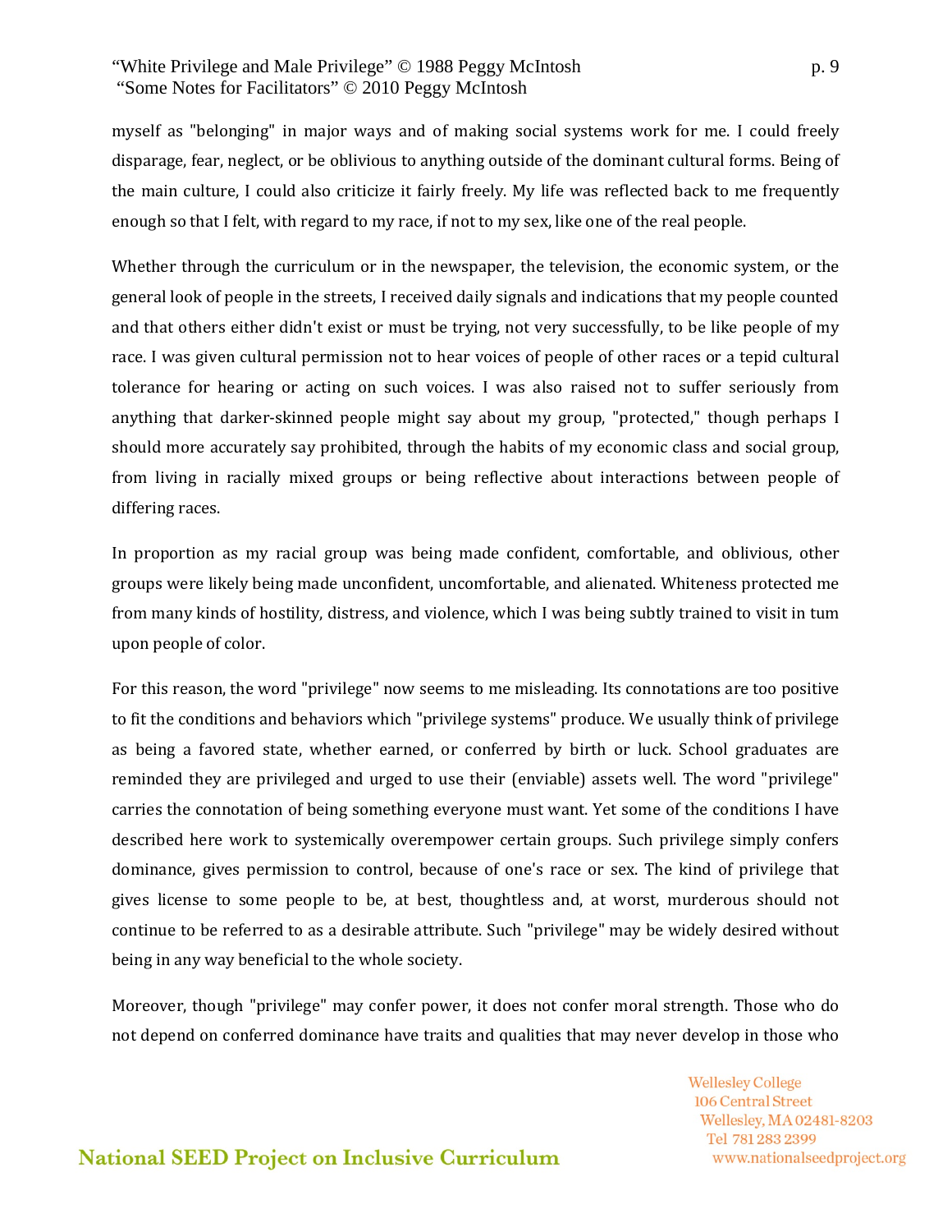myself as "belonging" in major ways and of making social systems work for me. I could freely disparage, fear, neglect, or be oblivious to anything outside of the dominant cultural forms. Being of the main culture, I could also criticize it fairly freely. My life was reflected back to me frequently enough so that I felt, with regard to my race, if not to my sex, like one of the real people.

Whether through the curriculum or in the newspaper, the television, the economic system, or the general look of people in the streets, I received daily signals and indications that my people counted and that others either didn't exist or must be trying, not very successfully, to be like people of my race. I was given cultural permission not to hear voices of people of other races or a tepid cultural tolerance for hearing or acting on such voices. I was also raised not to suffer seriously from anything that darker-skinned people might say about my group, "protected," though perhaps I should more accurately say prohibited, through the habits of my economic class and social group, from living in racially mixed groups or being reflective about interactions between people of differing races.

In proportion as my racial group was being made confident, comfortable, and oblivious, other groups were likely being made unconfident, uncomfortable, and alienated. Whiteness protected me from many kinds of hostility, distress, and violence, which I was being subtly trained to visit in tum upon people of color.

For this reason, the word "privilege" now seems to me misleading. Its connotations are too positive to fit the conditions and behaviors which "privilege systems" produce. We usually think of privilege as being a favored state, whether earned, or conferred by birth or luck. School graduates are reminded they are privileged and urged to use their (enviable) assets well. The word "privilege" carries the connotation of being something everyone must want. Yet some of the conditions I have described here work to systemically overempower certain groups. Such privilege simply confers dominance, gives permission to control, because of one's race or sex. The kind of privilege that gives license to some people to be, at best, thoughtless and, at worst, murderous should not continue to be referred to as a desirable attribute. Such "privilege" may be widely desired without being in any way beneficial to the whole society.

Moreover, though "privilege" may confer power, it does not confer moral strength. Those who do not depend on conferred dominance have traits and qualities that may never develop in those who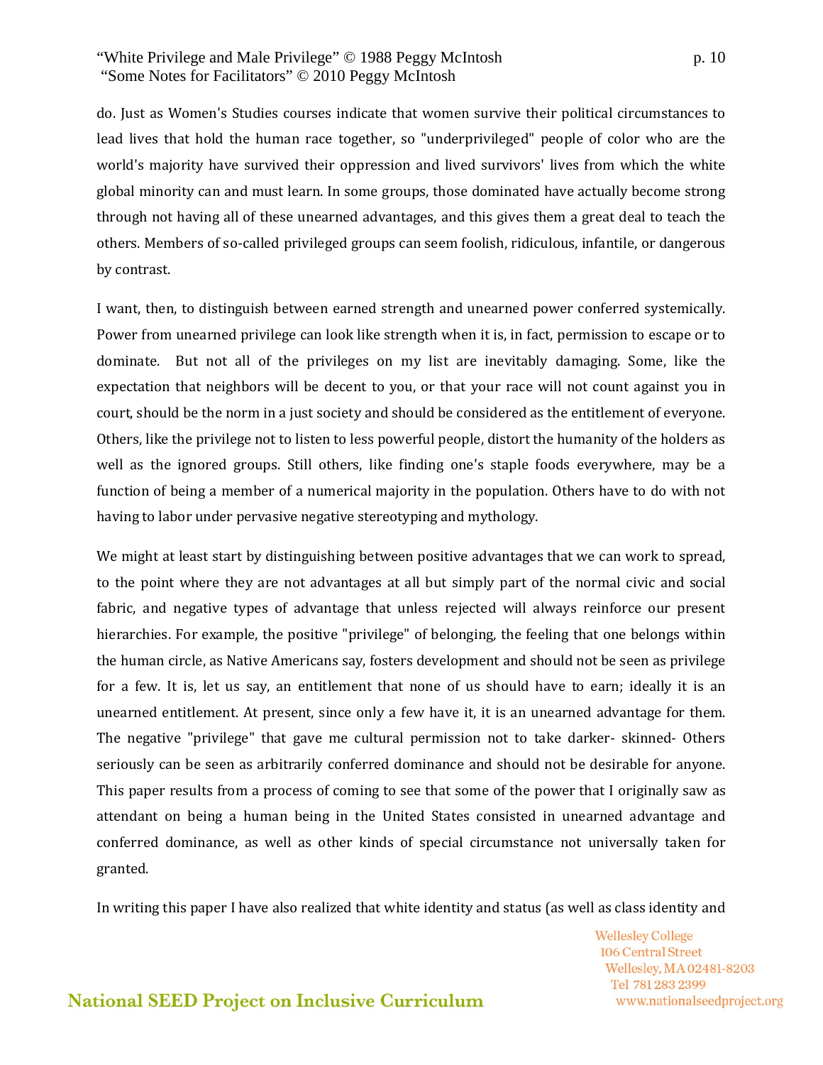do. Just as Women's Studies courses indicate that women survive their political circumstances to lead lives that hold the human race together, so "underprivileged" people of color who are the world's majority have survived their oppression and lived survivors' lives from which the white global minority can and must learn. In some groups, those dominated have actually become strong through not having all of these unearned advantages, and this gives them a great deal to teach the others. Members of so-called privileged groups can seem foolish, ridiculous, infantile, or dangerous by contrast.

I want, then, to distinguish between earned strength and unearned power conferred systemically. Power from unearned privilege can look like strength when it is, in fact, permission to escape or to dominate. But not all of the privileges on my list are inevitably damaging. Some, like the expectation that neighbors will be decent to you, or that your race will not count against you in court, should be the norm in a just society and should be considered as the entitlement of everyone. Others, like the privilege not to listen to less powerful people, distort the humanity of the holders as well as the ignored groups. Still others, like finding one's staple foods everywhere, may be a function of being a member of a numerical majority in the population. Others have to do with not having to labor under pervasive negative stereotyping and mythology.

We might at least start by distinguishing between positive advantages that we can work to spread, to the point where they are not advantages at all but simply part of the normal civic and social fabric, and negative types of advantage that unless rejected will always reinforce our present hierarchies. For example, the positive "privilege" of belonging, the feeling that one belongs within the human circle, as Native Americans say, fosters development and should not be seen as privilege for a few. It is, let us say, an entitlement that none of us should have to earn; ideally it is an unearned entitlement. At present, since only a few have it, it is an unearned advantage for them. The negative "privilege" that gave me cultural permission not to take darker- skinned- Others seriously can be seen as arbitrarily conferred dominance and should not be desirable for anyone. This paper results from a process of coming to see that some of the power that I originally saw as attendant on being a human being in the United States consisted in unearned advantage and conferred dominance, as well as other kinds of special circumstance not universally taken for granted.

In writing this paper I have also realized that white identity and status (as well as class identity and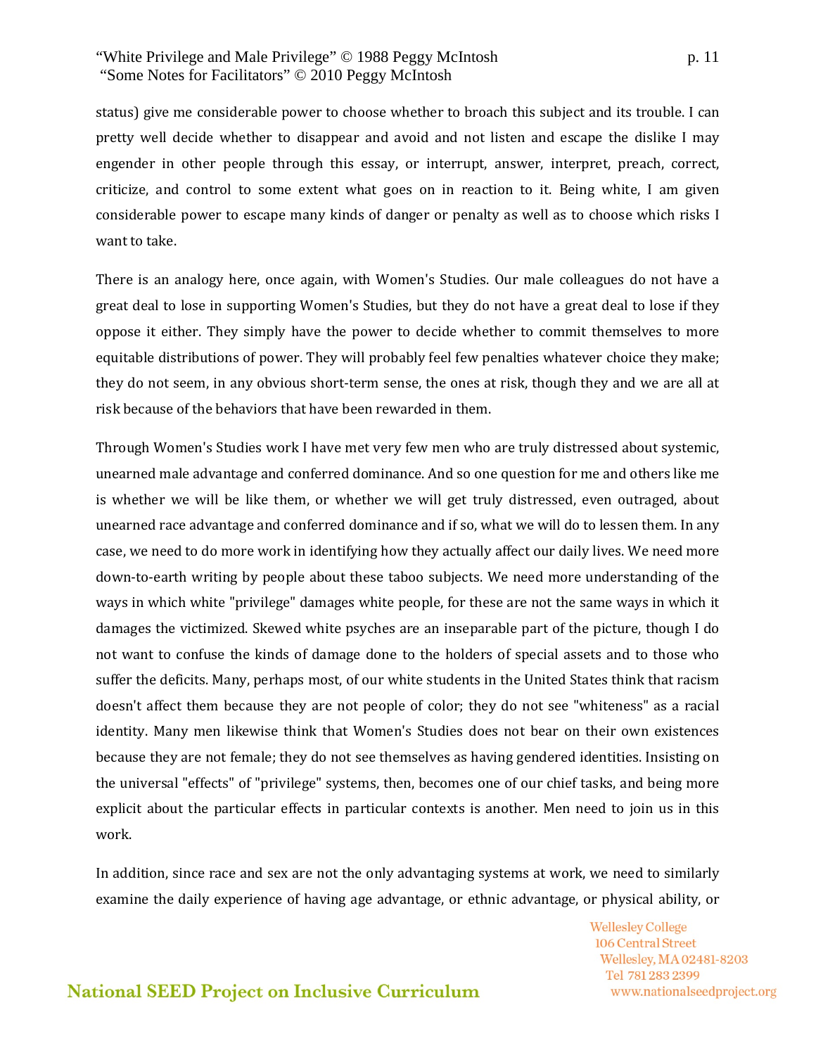status) give me considerable power to choose whether to broach this subject and its trouble. I can pretty well decide whether to disappear and avoid and not listen and escape the dislike I may engender in other people through this essay, or interrupt, answer, interpret, preach, correct, criticize, and control to some extent what goes on in reaction to it. Being white, I am given considerable power to escape many kinds of danger or penalty as well as to choose which risks I want to take.

There is an analogy here, once again, with Women's Studies. Our male colleagues do not have a great deal to lose in supporting Women's Studies, but they do not have a great deal to lose if they oppose it either. They simply have the power to decide whether to commit themselves to more equitable distributions of power. They will probably feel few penalties whatever choice they make; they do not seem, in any obvious short-term sense, the ones at risk, though they and we are all at risk because of the behaviors that have been rewarded in them.

Through Women's Studies work I have met very few men who are truly distressed about systemic, unearned male advantage and conferred dominance. And so one question for me and others like me is whether we will be like them, or whether we will get truly distressed, even outraged, about unearned race advantage and conferred dominance and if so, what we will do to lessen them. In any case, we need to do more work in identifying how they actually affect our daily lives. We need more down-to-earth writing by people about these taboo subjects. We need more understanding of the ways in which white "privilege" damages white people, for these are not the same ways in which it damages the victimized. Skewed white psyches are an inseparable part of the picture, though I do not want to confuse the kinds of damage done to the holders of special assets and to those who suffer the deficits. Many, perhaps most, of our white students in the United States think that racism doesn't affect them because they are not people of color; they do not see "whiteness" as a racial identity. Many men likewise think that Women's Studies does not bear on their own existences because they are not female; they do not see themselves as having gendered identities. Insisting on the universal "effects" of "privilege" systems, then, becomes one of our chief tasks, and being more explicit about the particular effects in particular contexts is another. Men need to join us in this work.

In addition, since race and sex are not the only advantaging systems at work, we need to similarly examine the daily experience of having age advantage, or ethnic advantage, or physical ability, or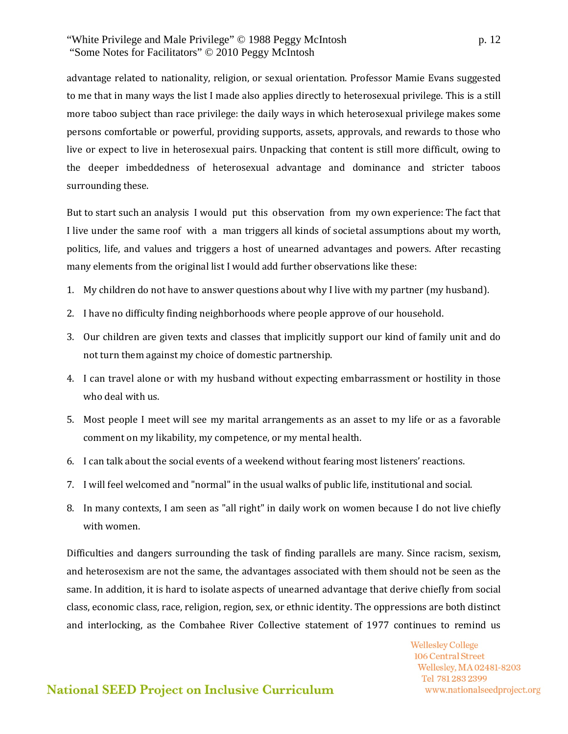advantage related to nationality, religion, or sexual orientation. Professor Mamie Evans suggested to me that in many ways the list I made also applies directly to heterosexual privilege. This is a still more taboo subject than race privilege: the daily ways in which heterosexual privilege makes some persons comfortable or powerful, providing supports, assets, approvals, and rewards to those who live or expect to live in heterosexual pairs. Unpacking that content is still more difficult, owing to the deeper imbeddedness of heterosexual advantage and dominance and stricter taboos surrounding these.

But to start such an analysis I would put this observation from my own experience: The fact that I live under the same roof with a man triggers all kinds of societal assumptions about my worth, politics, life, and values and triggers a host of unearned advantages and powers. After recasting many elements from the original list I would add further observations like these:

1. My children do not have to answer questions about why I live with my partner (my husband).
2. I have no difficulty finding neighborhoods where people approve of our household.
3. Our children are given texts and classes that implicitly support our kind of family unit and do not turn them against my choice of domestic partnership.
4. I can travel alone or with my husband without expecting embarrassment or hostility in those who deal with us.
5. Most people I meet will see my marital arrangements as an asset to my life or as a favorable comment on my likability, my competence, or my mental health.
6. I can talk about the social events of a weekend without fearing most listeners' reactions.
7. I will feel welcomed and "normal" in the usual walks of public life, institutional and social.
8. In many contexts, I am seen as "all right" in daily work on women because I do not live chiefly with women.

Difficulties and dangers surrounding the task of finding parallels are many. Since racism, sexism, and heterosexism are not the same, the advantages associated with them should not be seen as the same. In addition, it is hard to isolate aspects of unearned advantage that derive chiefly from social class, economic class, race, religion, region, sex, or ethnic identity. The oppressions are both distinct and interlocking, as the Combahee River Collective statement of 1977 continues to remind us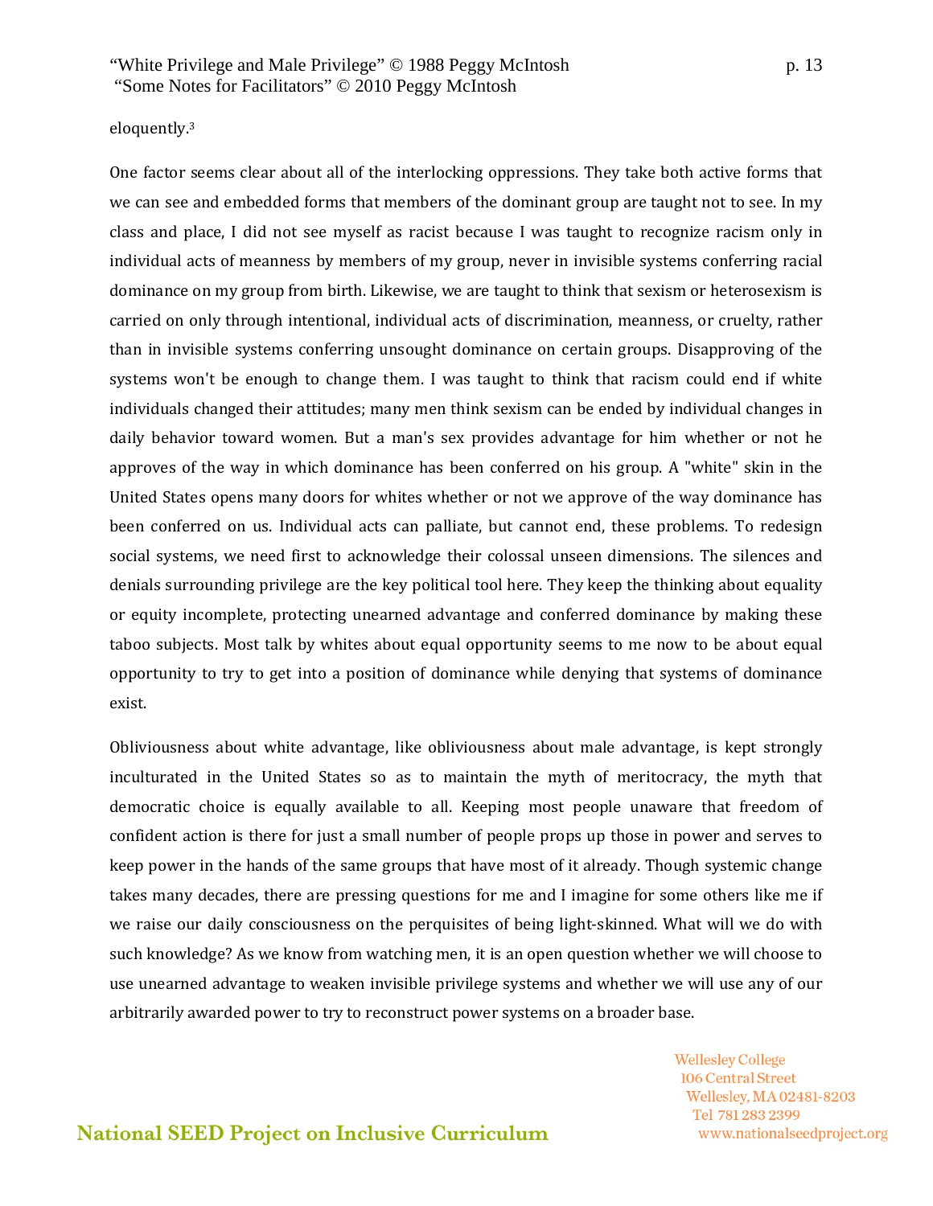eloquently.[3]

One factor seems clear about all of the interlocking oppressions. They take both active forms that we can see and embedded forms that members of the dominant group are taught not to see. In my class and place, I did not see myself as racist because I was taught to recognize racism only in individual acts of meanness by members of my group, never in invisible systems conferring racial dominance on my group from birth. Likewise, we are taught to think that sexism or heterosexism is carried on only through intentional, individual acts of discrimination, meanness, or cruelty, rather than in invisible systems conferring unsought dominance on certain groups. Disapproving of the systems won't be enough to change them. I was taught to think that racism could end if white individuals changed their attitudes; many men think sexism can be ended by individual changes in daily behavior toward women. But a man's sex provides advantage for him whether or not he approves of the way in which dominance has been conferred on his group. A "white" skin in the United States opens many doors for whites whether or not we approve of the way dominance has been conferred on us. Individual acts can palliate, but cannot end, these problems. To redesign social systems, we need first to acknowledge their colossal unseen dimensions. The silences and denials surrounding privilege are the key political tool here. They keep the thinking about equality or equity incomplete, protecting unearned advantage and conferred dominance by making these taboo subjects. Most talk by whites about equal opportunity seems to me now to be about equal opportunity to try to get into a position of dominance while denying that systems of dominance exist.

Obliviousness about white advantage, like obliviousness about male advantage, is kept strongly inculturated in the United States so as to maintain the myth of meritocracy, the myth that democratic choice is equally available to all. Keeping most people unaware that freedom of confident action is there for just a small number of people props up those in power and serves to keep power in the hands of the same groups that have most of it already. Though systemic change takes many decades, there are pressing questions for me and I imagine for some others like me if we raise our daily consciousness on the perquisites of being light-skinned. What will we do with such knowledge? As we know from watching men, it is an open question whether we will choose to use unearned advantage to weaken invisible privilege systems and whether we will use any of our arbitrarily awarded power to try to reconstruct power systems on a broader base.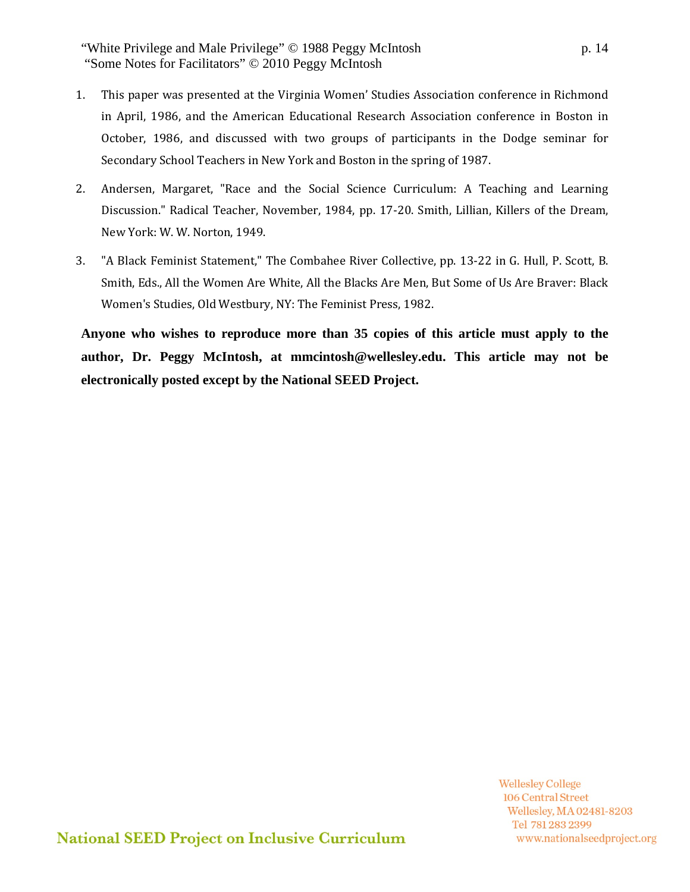1. This paper was presented at the Virginia Women' Studies Association conference in Richmond in April, 1986, and the American Educational Research Association conference in Boston in October, 1986, and discussed with two groups of participants in the Dodge seminar for Secondary School Teachers in New York and Boston in the spring of 1987.

2. Andersen, Margaret, "Race and the Social Science Curriculum: A Teaching and Learning Discussion." Radical Teacher, November, 1984, pp. 17-20. Smith, Lillian, Killers of the Dream, New York: W. W. Norton, 1949.

3. "A Black Feminist Statement," The Combahee River Collective, pp. 13-22 in G. Hull, P. Scott, B. Smith, Eds., All the Women Are White, All the Blacks Are Men, But Some of Us Are Braver: Black Women's Studies, Old Westbury, NY: The Feminist Press, 1982.

**Anyone who wishes to reproduce more than 35 copies of this article must apply to the author, Dr. Peggy McIntosh, at mmcintosh@wellesley.edu. This article may not be electronically posted except by the National SEED Project.**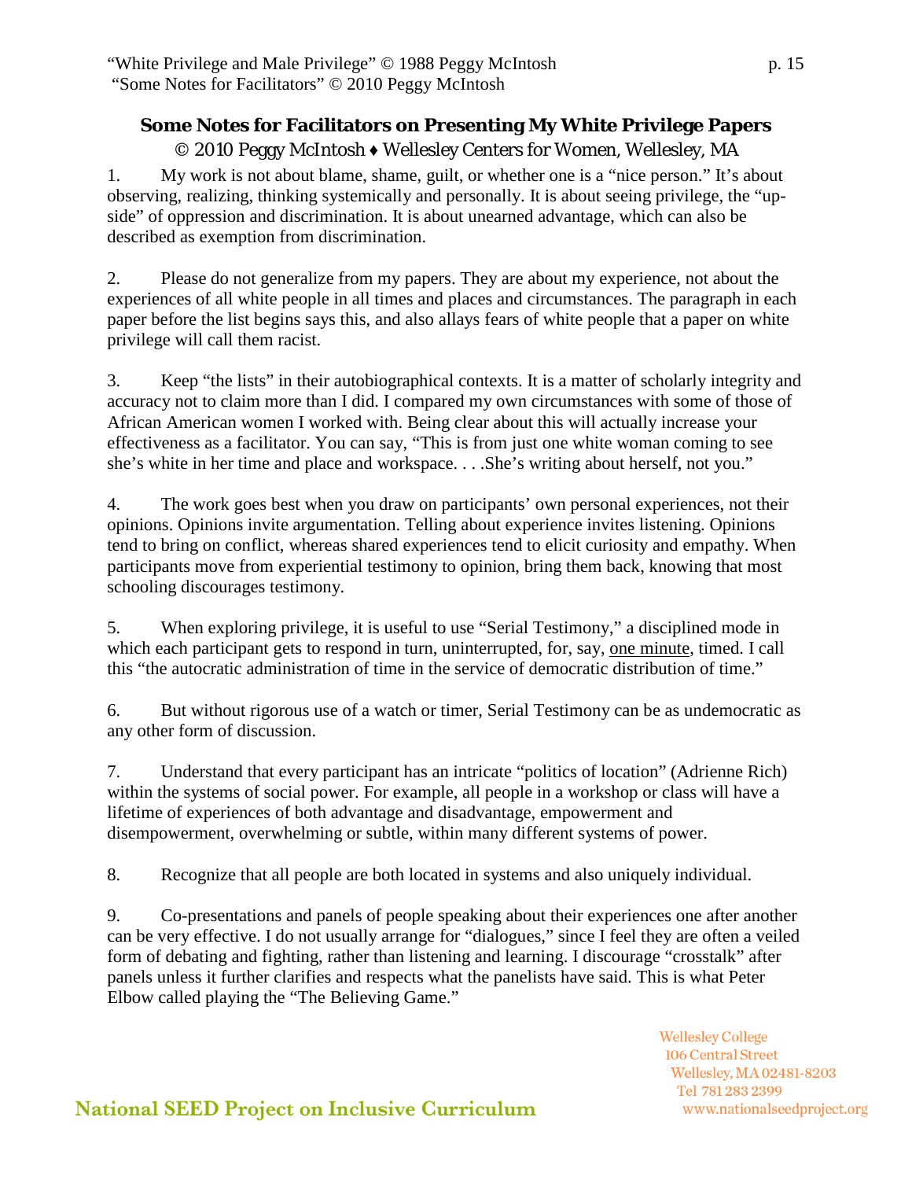## Some Notes for Facilitators on Presenting My White Privilege Papers

© 2010 Peggy McIntosh ♦ Wellesley Centers for Women, Wellesley, MA

1. My work is not about blame, shame, guilt, or whether one is a "nice person." It's about observing, realizing, thinking systemically and personally. It is about seeing privilege, the "up-side" of oppression and discrimination. It is about unearned advantage, which can also be described as exemption from discrimination.

2. Please do not generalize from my papers. They are about my experience, not about the experiences of all white people in all times and places and circumstances. The paragraph in each paper before the list begins says this, and also allays fears of white people that a paper on white privilege will call them racist.

3. Keep "the lists" in their autobiographical contexts. It is a matter of scholarly integrity and accuracy not to claim more than I did. I compared my own circumstances with some of those of African American women I worked with. Being clear about this will actually increase your effectiveness as a facilitator. You can say, "This is from just one white woman coming to see she's white in her time and place and workspace. . . .She's writing about herself, not you."

4. The work goes best when you draw on participants' own personal experiences, not their opinions. Opinions invite argumentation. Telling about experience invites listening. Opinions tend to bring on conflict, whereas shared experiences tend to elicit curiosity and empathy. When participants move from experiential testimony to opinion, bring them back, knowing that most schooling discourages testimony.

5. When exploring privilege, it is useful to use "Serial Testimony," a disciplined mode in which each participant gets to respond in turn, uninterrupted, for, say, <u>one minute</u>, timed. I call this "the autocratic administration of time in the service of democratic distribution of time."

6. But without rigorous use of a watch or timer, Serial Testimony can be as undemocratic as any other form of discussion.

7. Understand that every participant has an intricate "politics of location" (Adrienne Rich) within the systems of social power. For example, all people in a workshop or class will have a lifetime of experiences of both advantage and disadvantage, empowerment and disempowerment, overwhelming or subtle, within many different systems of power.

8. Recognize that all people are both located in systems and also uniquely individual.

9. Co-presentations and panels of people speaking about their experiences one after another can be very effective. I do not usually arrange for "dialogues," since I feel they are often a veiled form of debating and fighting, rather than listening and learning. I discourage "crosstalk" after panels unless it further clarifies and respects what the panelists have said. This is what Peter Elbow called playing the "The Believing Game."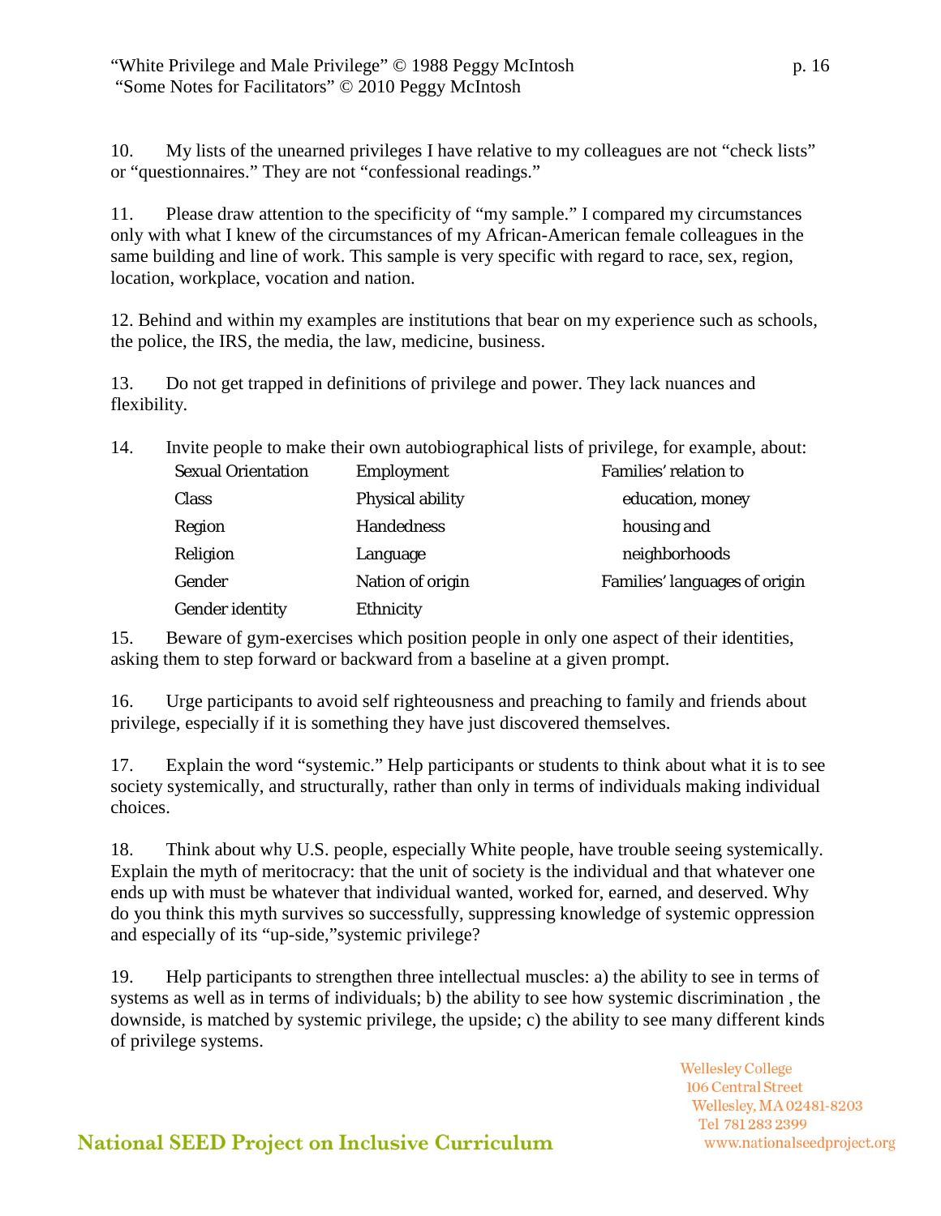10. My lists of the unearned privileges I have relative to my colleagues are not "check lists" or "questionnaires." They are not "confessional readings."

11. Please draw attention to the specificity of "my sample." I compared my circumstances only with what I knew of the circumstances of my African-American female colleagues in the same building and line of work. This sample is very specific with regard to race, sex, region, location, workplace, vocation and nation.

12. Behind and within my examples are institutions that bear on my experience such as schools, the police, the IRS, the media, the law, medicine, business.

13. Do not get trapped in definitions of privilege and power. They lack nuances and flexibility.

14. Invite people to make their own autobiographical lists of privilege, for example, about:

| | | |
|---|---|---|
| Sexual Orientation | Employment | Families' relation to education, money housing and neighborhoods |
| Class | Physical ability | |
| Region | Handedness | |
| Religion | Language | |
| Gender | Nation of origin | Families' languages of origin |
| Gender identity | Ethnicity | |

15. Beware of gym-exercises which position people in only one aspect of their identities, asking them to step forward or backward from a baseline at a given prompt.

16. Urge participants to avoid self righteousness and preaching to family and friends about privilege, especially if it is something they have just discovered themselves.

17. Explain the word "systemic." Help participants or students to think about what it is to see society systemically, and structurally, rather than only in terms of individuals making individual choices.

18. Think about why U.S. people, especially White people, have trouble seeing systemically. Explain the myth of meritocracy: that the unit of society is the individual and that whatever one ends up with must be whatever that individual wanted, worked for, earned, and deserved. Why do you think this myth survives so successfully, suppressing knowledge of systemic oppression and especially of its "up-side,"systemic privilege?

19. Help participants to strengthen three intellectual muscles: a) the ability to see in terms of systems as well as in terms of individuals; b) the ability to see how systemic discrimination , the downside, is matched by systemic privilege, the upside; c) the ability to see many different kinds of privilege systems.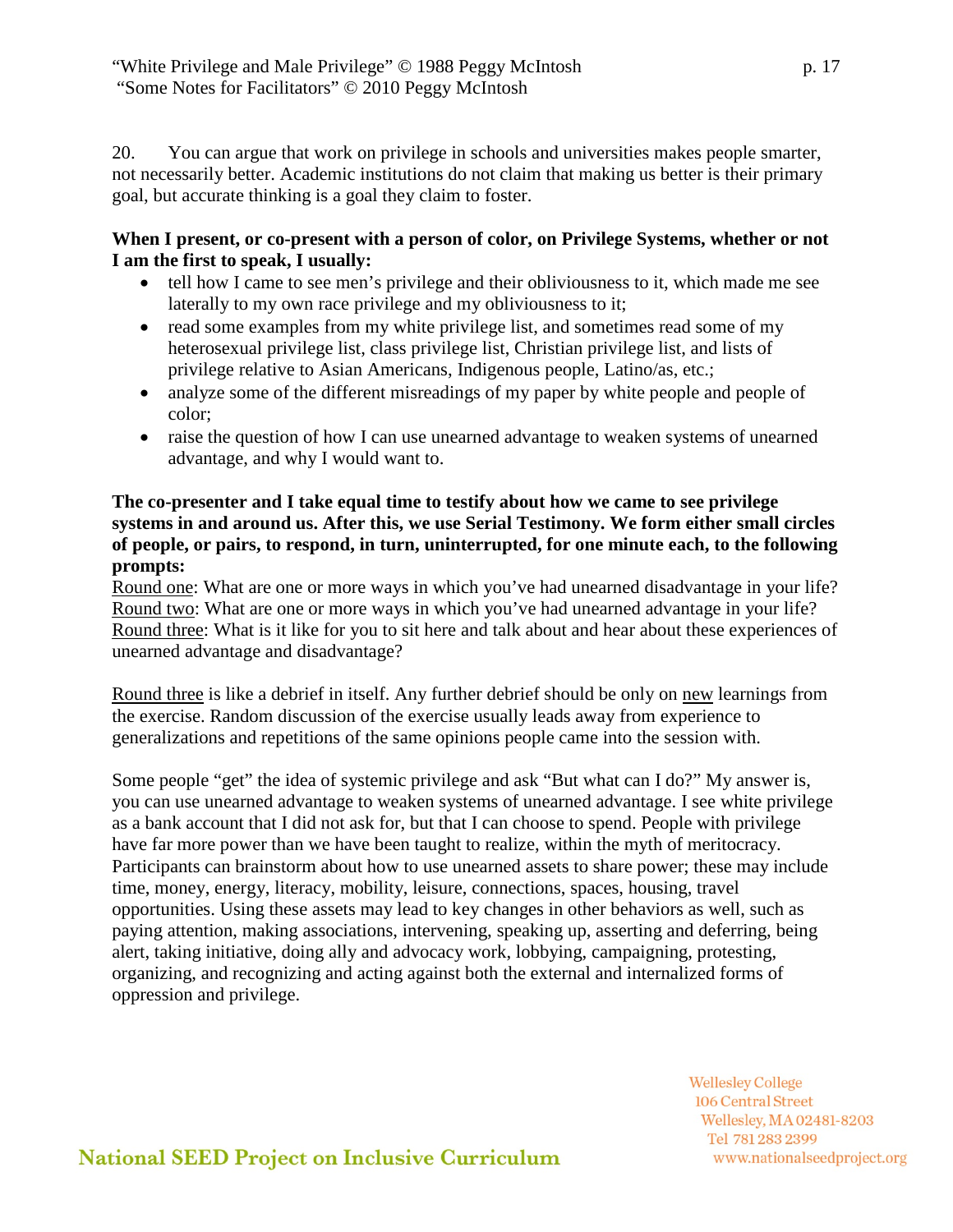20. You can argue that work on privilege in schools and universities makes people smarter, not necessarily better. Academic institutions do not claim that making us better is their primary goal, but accurate thinking is a goal they claim to foster.

**When I present, or co-present with a person of color, on Privilege Systems, whether or not I am the first to speak, I usually:**

- tell how I came to see men's privilege and their obliviousness to it, which made me see laterally to my own race privilege and my obliviousness to it;
- read some examples from my white privilege list, and sometimes read some of my heterosexual privilege list, class privilege list, Christian privilege list, and lists of privilege relative to Asian Americans, Indigenous people, Latino/as, etc.;
- analyze some of the different misreadings of my paper by white people and people of color;
- raise the question of how I can use unearned advantage to weaken systems of unearned advantage, and why I would want to.

**The co-presenter and I take equal time to testify about how we came to see privilege systems in and around us. After this, we use Serial Testimony. We form either small circles of people, or pairs, to respond, in turn, uninterrupted, for one minute each, to the following prompts:**

<u>Round one</u>: What are one or more ways in which you've had unearned disadvantage in your life?
<u>Round two</u>: What are one or more ways in which you've had unearned advantage in your life?
<u>Round three</u>: What is it like for you to sit here and talk about and hear about these experiences of unearned advantage and disadvantage?

<u>Round three</u> is like a debrief in itself. Any further debrief should be only on <u>new</u> learnings from the exercise. Random discussion of the exercise usually leads away from experience to generalizations and repetitions of the same opinions people came into the session with.

Some people "get" the idea of systemic privilege and ask "But what can I do?" My answer is, you can use unearned advantage to weaken systems of unearned advantage. I see white privilege as a bank account that I did not ask for, but that I can choose to spend. People with privilege have far more power than we have been taught to realize, within the myth of meritocracy. Participants can brainstorm about how to use unearned assets to share power; these may include time, money, energy, literacy, mobility, leisure, connections, spaces, housing, travel opportunities. Using these assets may lead to key changes in other behaviors as well, such as paying attention, making associations, intervening, speaking up, asserting and deferring, being alert, taking initiative, doing ally and advocacy work, lobbying, campaigning, protesting, organizing, and recognizing and acting against both the external and internalized forms of oppression and privilege.